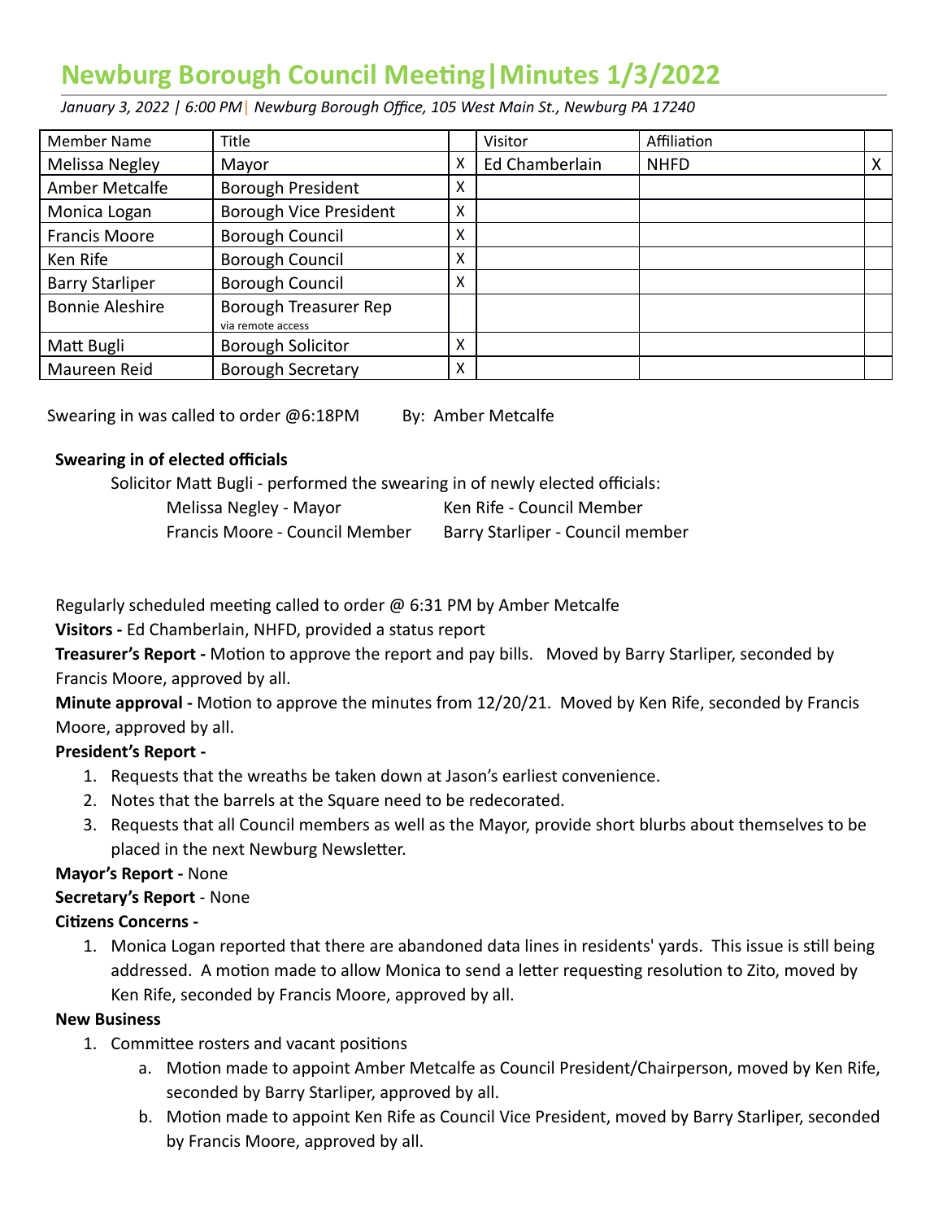# Newburg Borough Council Meeting|Minutes 1/3/2022

*January 3, 2022 | 6:00 PM| Newburg Borough Office, 105 West Main St., Newburg PA 17240*

| Member Name | Title | | Visitor | Affiliation | |
|---|---|---|---|---|---|
| Melissa Negley | Mayor | X | Ed Chamberlain | NHFD | X |
| Amber Metcalfe | Borough President | X | | | |
| Monica Logan | Borough Vice President | X | | | |
| Francis Moore | Borough Council | X | | | |
| Ken Rife | Borough Council | X | | | |
| Barry Starliper | Borough Council | X | | | |
| Bonnie Aleshire | Borough Treasurer Rep via remote access | | | | |
| Matt Bugli | Borough Solicitor | X | | | |
| Maureen Reid | Borough Secretary | X | | | |

Swearing in was called to order @6:18PM By: Amber Metcalfe

**Swearing in of elected officials**

Solicitor Matt Bugli - performed the swearing in of newly elected officials:

- Melissa Negley - Mayor
- Ken Rife - Council Member
- Francis Moore - Council Member
- Barry Starliper - Council member

Regularly scheduled meeting called to order @ 6:31 PM by Amber Metcalfe

**Visitors -** Ed Chamberlain, NHFD, provided a status report

**Treasurer's Report -** Motion to approve the report and pay bills. Moved by Barry Starliper, seconded by Francis Moore, approved by all.

**Minute approval -** Motion to approve the minutes from 12/20/21. Moved by Ken Rife, seconded by Francis Moore, approved by all.

**President's Report -**

1. Requests that the wreaths be taken down at Jason's earliest convenience.
2. Notes that the barrels at the Square need to be redecorated.
3. Requests that all Council members as well as the Mayor, provide short blurbs about themselves to be placed in the next Newburg Newsletter.

**Mayor's Report -** None

**Secretary's Report** - None

**Citizens Concerns -**

1. Monica Logan reported that there are abandoned data lines in residents' yards. This issue is still being addressed. A motion made to allow Monica to send a letter requesting resolution to Zito, moved by Ken Rife, seconded by Francis Moore, approved by all.

**New Business**

1. Committee rosters and vacant positions
   a. Motion made to appoint Amber Metcalfe as Council President/Chairperson, moved by Ken Rife, seconded by Barry Starliper, approved by all.
   b. Motion made to appoint Ken Rife as Council Vice President, moved by Barry Starliper, seconded by Francis Moore, approved by all.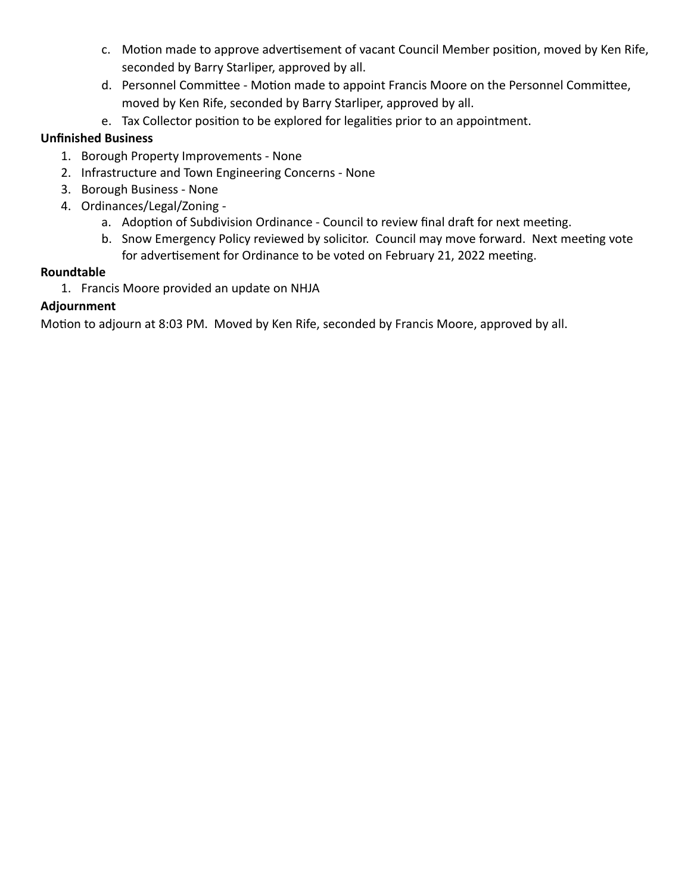c. Motion made to approve advertisement of vacant Council Member position, moved by Ken Rife, seconded by Barry Starliper, approved by all.
d. Personnel Committee - Motion made to appoint Francis Moore on the Personnel Committee, moved by Ken Rife, seconded by Barry Starliper, approved by all.
e. Tax Collector position to be explored for legalities prior to an appointment.

**Unfinished Business**

1. Borough Property Improvements - None
2. Infrastructure and Town Engineering Concerns - None
3. Borough Business - None
4. Ordinances/Legal/Zoning -
    a. Adoption of Subdivision Ordinance - Council to review final draft for next meeting.
    b. Snow Emergency Policy reviewed by solicitor. Council may move forward. Next meeting vote for advertisement for Ordinance to be voted on February 21, 2022 meeting.

**Roundtable**

1. Francis Moore provided an update on NHJA

**Adjournment**

Motion to adjourn at 8:03 PM. Moved by Ken Rife, seconded by Francis Moore, approved by all.